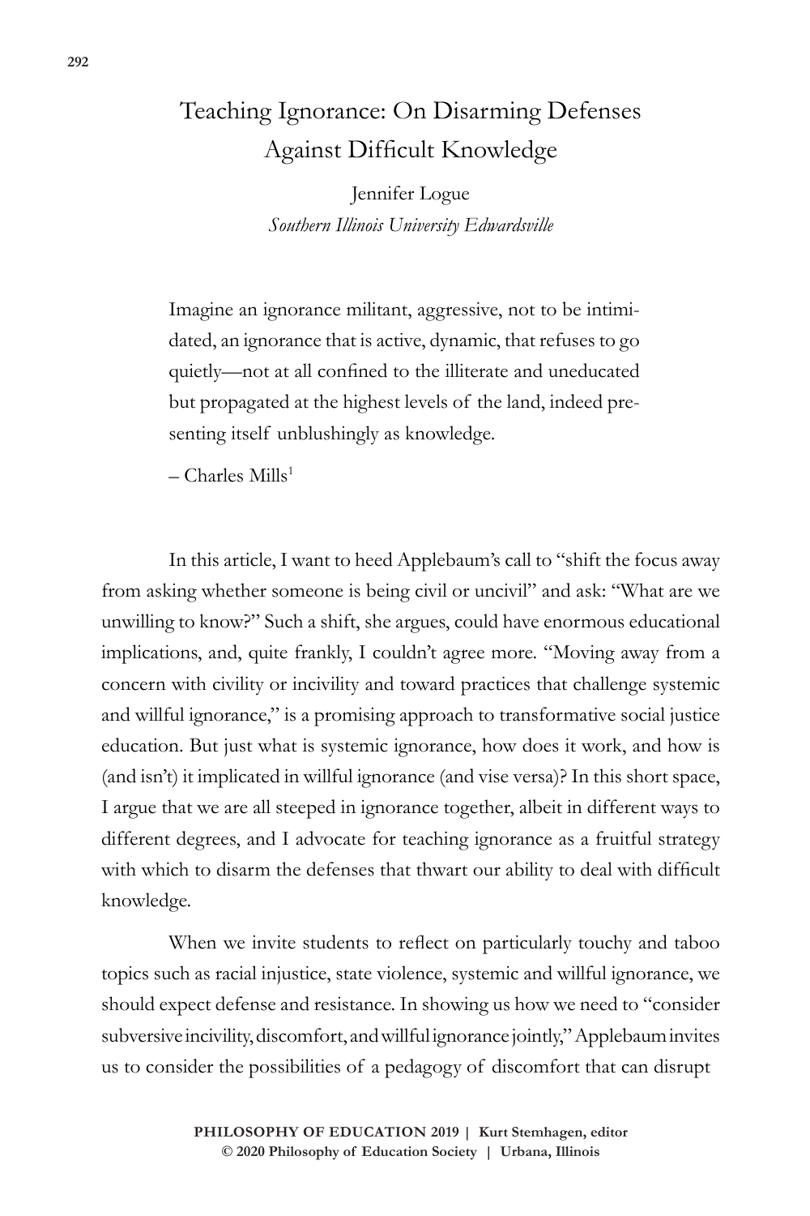# Teaching Ignorance: On Disarming Defenses Against Difficult Knowledge

Jennifer Logue
*Southern Illinois University Edwardsville*

> Imagine an ignorance militant, aggressive, not to be intimidated, an ignorance that is active, dynamic, that refuses to go quietly—not at all confined to the illiterate and uneducated but propagated at the highest levels of the land, indeed presenting itself unblushingly as knowledge.
>
> – Charles Mills[1]

In this article, I want to heed Applebaum's call to "shift the focus away from asking whether someone is being civil or uncivil" and ask: "What are we unwilling to know?" Such a shift, she argues, could have enormous educational implications, and, quite frankly, I couldn't agree more. "Moving away from a concern with civility or incivility and toward practices that challenge systemic and willful ignorance," is a promising approach to transformative social justice education. But just what is systemic ignorance, how does it work, and how is (and isn't) it implicated in willful ignorance (and vise versa)? In this short space, I argue that we are all steeped in ignorance together, albeit in different ways to different degrees, and I advocate for teaching ignorance as a fruitful strategy with which to disarm the defenses that thwart our ability to deal with difficult knowledge.

When we invite students to reflect on particularly touchy and taboo topics such as racial injustice, state violence, systemic and willful ignorance, we should expect defense and resistance. In showing us how we need to "consider subversive incivility, discomfort, and willful ignorance jointly," Applebaum invites us to consider the possibilities of a pedagogy of discomfort that can disrupt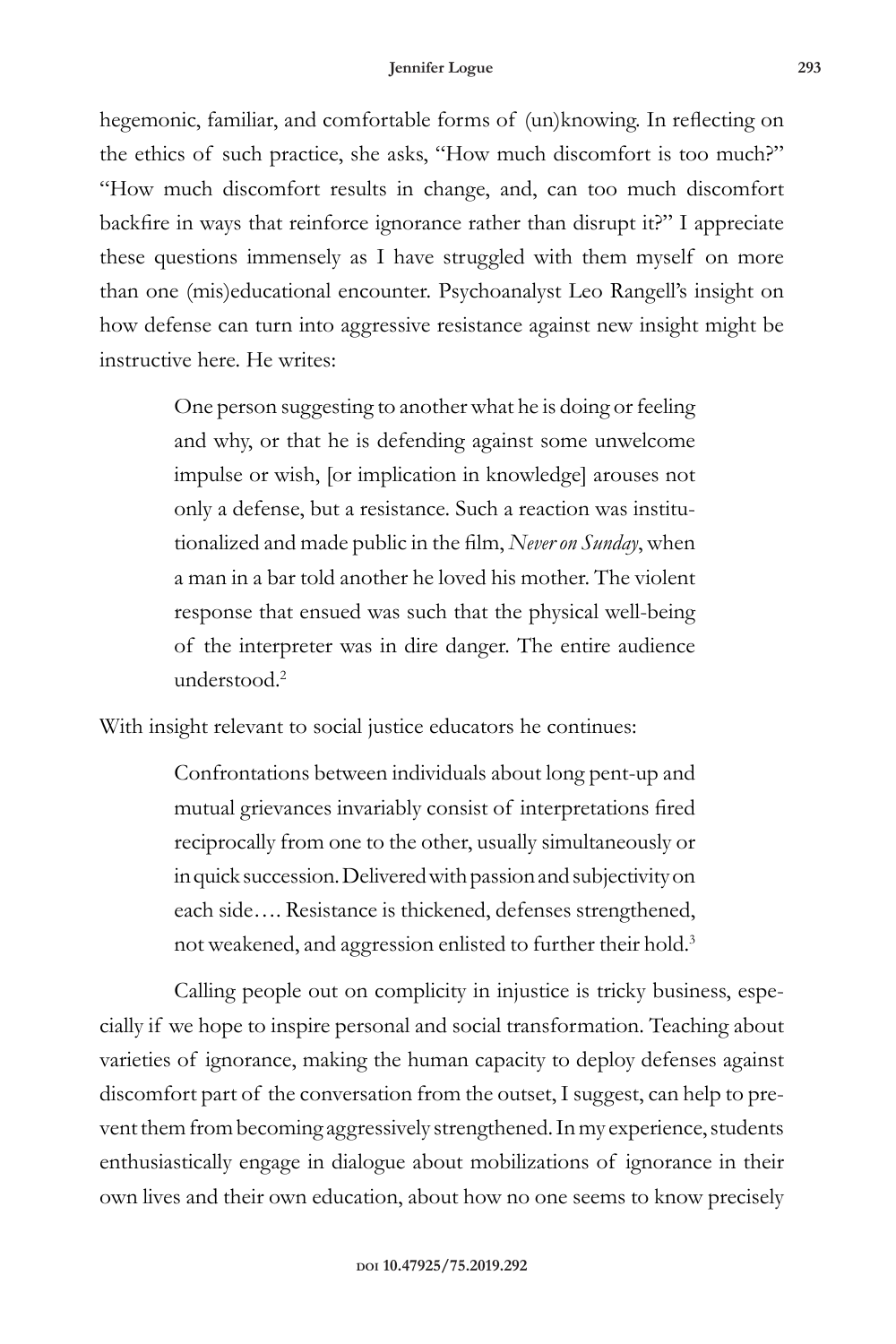hegemonic, familiar, and comfortable forms of (un)knowing. In reflecting on the ethics of such practice, she asks, "How much discomfort is too much?" "How much discomfort results in change, and, can too much discomfort backfire in ways that reinforce ignorance rather than disrupt it?" I appreciate these questions immensely as I have struggled with them myself on more than one (mis)educational encounter. Psychoanalyst Leo Rangell's insight on how defense can turn into aggressive resistance against new insight might be instructive here. He writes:

> One person suggesting to another what he is doing or feeling and why, or that he is defending against some unwelcome impulse or wish, [or implication in knowledge] arouses not only a defense, but a resistance. Such a reaction was institutionalized and made public in the film, *Never on Sunday*, when a man in a bar told another he loved his mother. The violent response that ensued was such that the physical well-being of the interpreter was in dire danger. The entire audience understood.[2]

With insight relevant to social justice educators he continues:

> Confrontations between individuals about long pent-up and mutual grievances invariably consist of interpretations fired reciprocally from one to the other, usually simultaneously or in quick succession. Delivered with passion and subjectivity on each side…. Resistance is thickened, defenses strengthened, not weakened, and aggression enlisted to further their hold.[3]

Calling people out on complicity in injustice is tricky business, especially if we hope to inspire personal and social transformation. Teaching about varieties of ignorance, making the human capacity to deploy defenses against discomfort part of the conversation from the outset, I suggest, can help to prevent them from becoming aggressively strengthened. In my experience, students enthusiastically engage in dialogue about mobilizations of ignorance in their own lives and their own education, about how no one seems to know precisely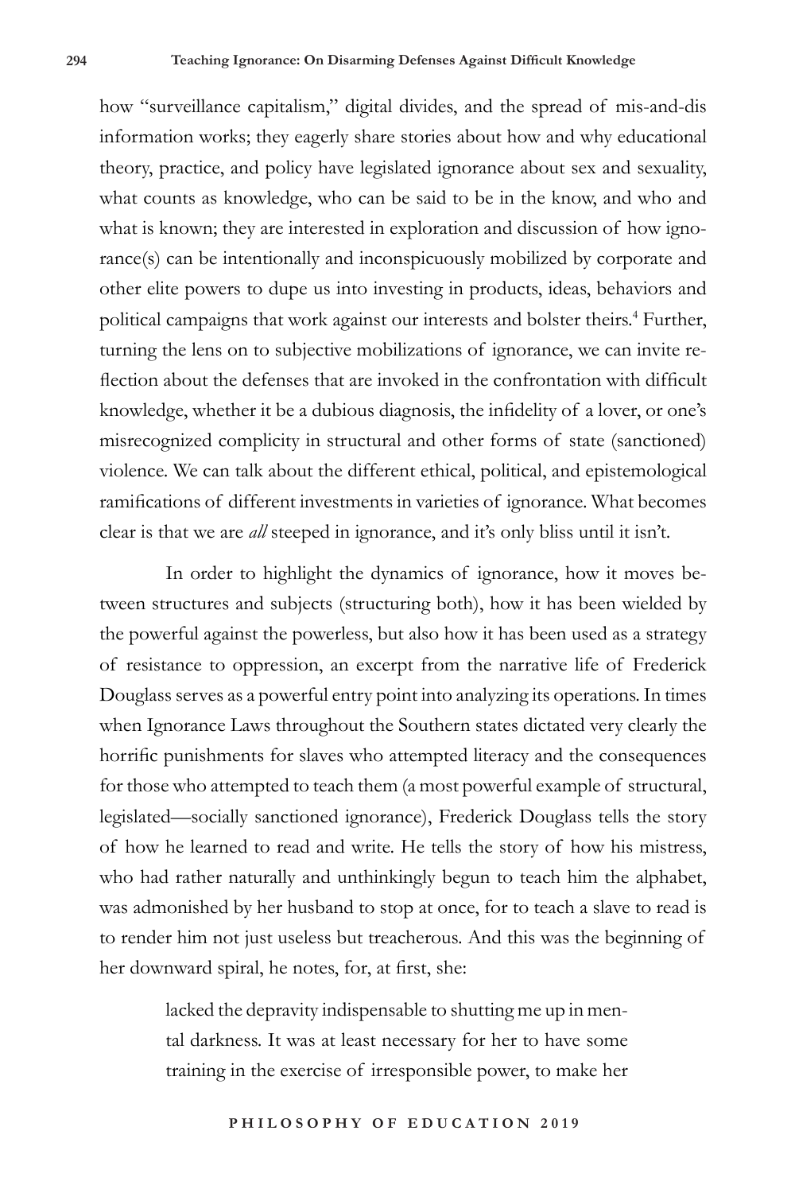how "surveillance capitalism," digital divides, and the spread of mis-and-dis information works; they eagerly share stories about how and why educational theory, practice, and policy have legislated ignorance about sex and sexuality, what counts as knowledge, who can be said to be in the know, and who and what is known; they are interested in exploration and discussion of how ignorance(s) can be intentionally and inconspicuously mobilized by corporate and other elite powers to dupe us into investing in products, ideas, behaviors and political campaigns that work against our interests and bolster theirs.[4] Further, turning the lens on to subjective mobilizations of ignorance, we can invite reflection about the defenses that are invoked in the confrontation with difficult knowledge, whether it be a dubious diagnosis, the infidelity of a lover, or one's misrecognized complicity in structural and other forms of state (sanctioned) violence. We can talk about the different ethical, political, and epistemological ramifications of different investments in varieties of ignorance. What becomes clear is that we are *all* steeped in ignorance, and it's only bliss until it isn't.

In order to highlight the dynamics of ignorance, how it moves between structures and subjects (structuring both), how it has been wielded by the powerful against the powerless, but also how it has been used as a strategy of resistance to oppression, an excerpt from the narrative life of Frederick Douglass serves as a powerful entry point into analyzing its operations. In times when Ignorance Laws throughout the Southern states dictated very clearly the horrific punishments for slaves who attempted literacy and the consequences for those who attempted to teach them (a most powerful example of structural, legislated—socially sanctioned ignorance), Frederick Douglass tells the story of how he learned to read and write. He tells the story of how his mistress, who had rather naturally and unthinkingly begun to teach him the alphabet, was admonished by her husband to stop at once, for to teach a slave to read is to render him not just useless but treacherous. And this was the beginning of her downward spiral, he notes, for, at first, she:

> lacked the depravity indispensable to shutting me up in mental darkness. It was at least necessary for her to have some training in the exercise of irresponsible power, to make her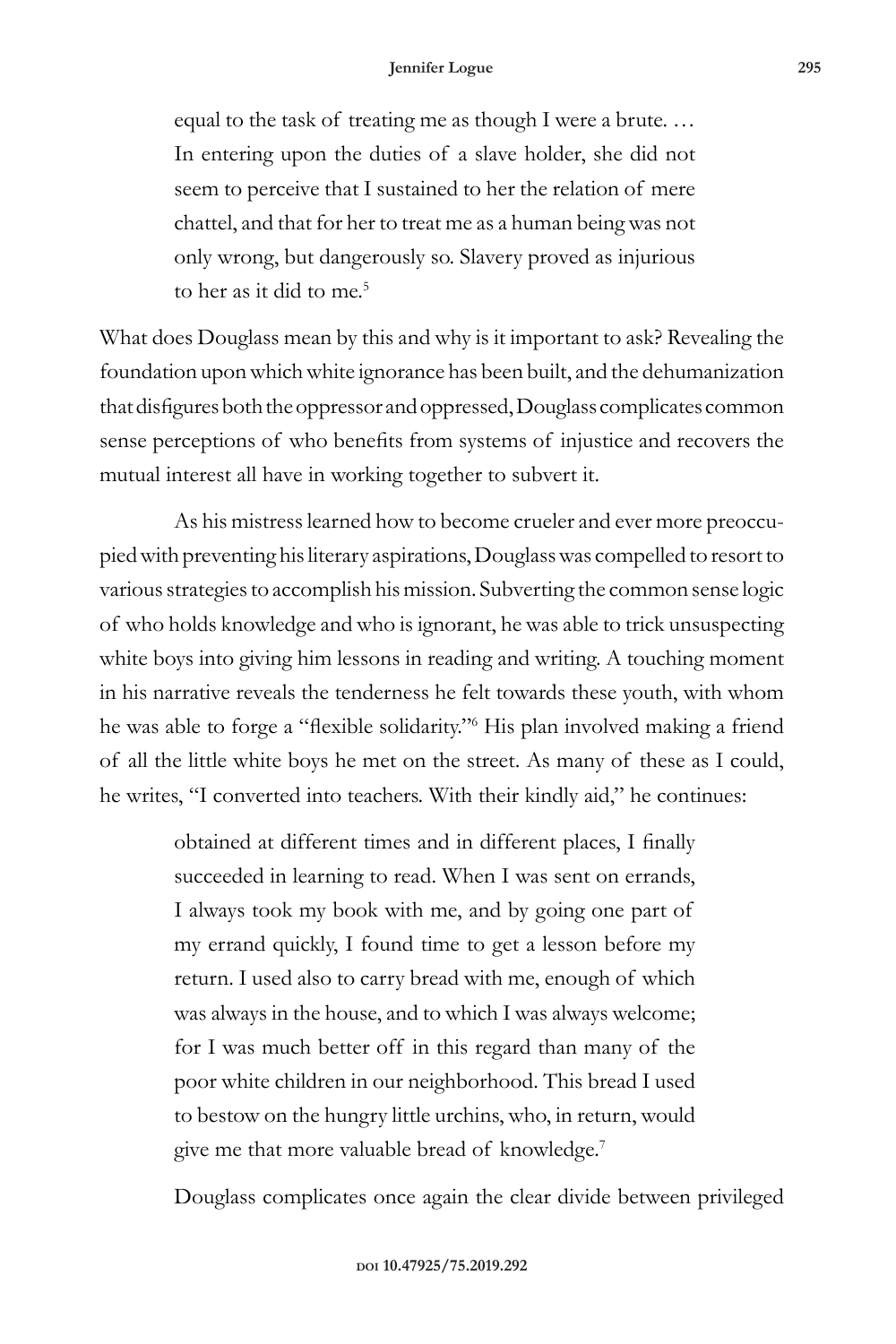> equal to the task of treating me as though I were a brute. … In entering upon the duties of a slave holder, she did not seem to perceive that I sustained to her the relation of mere chattel, and that for her to treat me as a human being was not only wrong, but dangerously so. Slavery proved as injurious to her as it did to me.[5]

What does Douglass mean by this and why is it important to ask? Revealing the foundation upon which white ignorance has been built, and the dehumanization that disfigures both the oppressor and oppressed, Douglass complicates common sense perceptions of who benefits from systems of injustice and recovers the mutual interest all have in working together to subvert it.

As his mistress learned how to become crueler and ever more preoccupied with preventing his literary aspirations, Douglass was compelled to resort to various strategies to accomplish his mission. Subverting the common sense logic of who holds knowledge and who is ignorant, he was able to trick unsuspecting white boys into giving him lessons in reading and writing. A touching moment in his narrative reveals the tenderness he felt towards these youth, with whom he was able to forge a "flexible solidarity."[6] His plan involved making a friend of all the little white boys he met on the street. As many of these as I could, he writes, "I converted into teachers. With their kindly aid," he continues:

> obtained at different times and in different places, I finally succeeded in learning to read. When I was sent on errands, I always took my book with me, and by going one part of my errand quickly, I found time to get a lesson before my return. I used also to carry bread with me, enough of which was always in the house, and to which I was always welcome; for I was much better off in this regard than many of the poor white children in our neighborhood. This bread I used to bestow on the hungry little urchins, who, in return, would give me that more valuable bread of knowledge.[7]

Douglass complicates once again the clear divide between privileged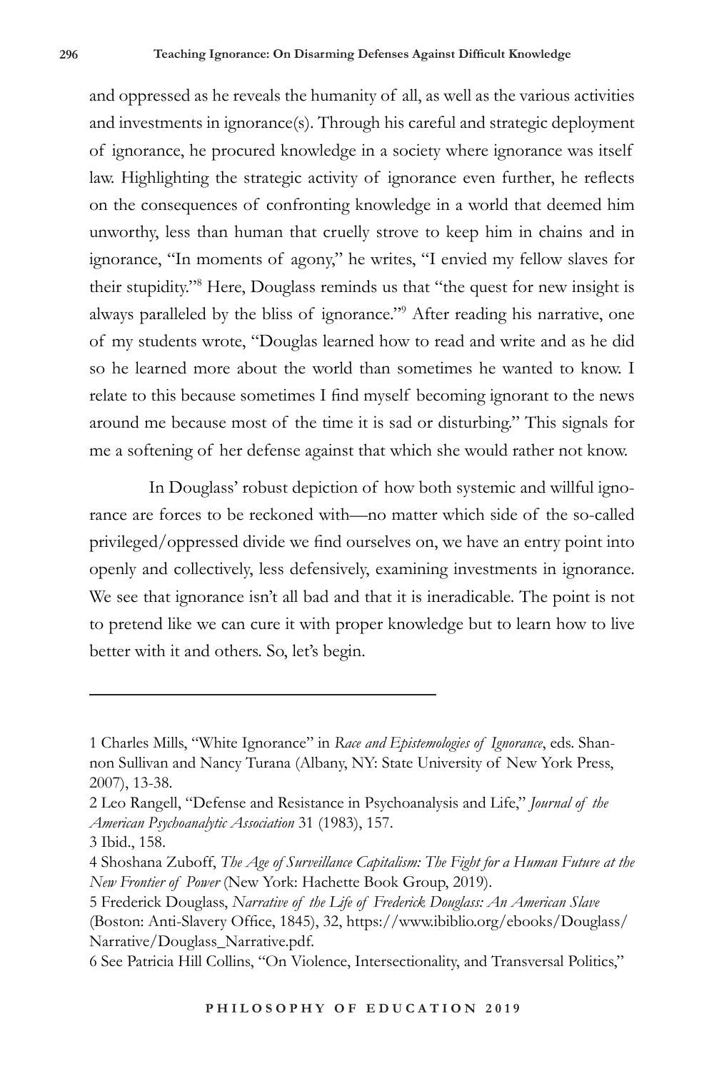and oppressed as he reveals the humanity of all, as well as the various activities and investments in ignorance(s). Through his careful and strategic deployment of ignorance, he procured knowledge in a society where ignorance was itself law. Highlighting the strategic activity of ignorance even further, he reflects on the consequences of confronting knowledge in a world that deemed him unworthy, less than human that cruelly strove to keep him in chains and in ignorance, "In moments of agony," he writes, "I envied my fellow slaves for their stupidity."[8] Here, Douglass reminds us that "the quest for new insight is always paralleled by the bliss of ignorance."[9] After reading his narrative, one of my students wrote, "Douglas learned how to read and write and as he did so he learned more about the world than sometimes he wanted to know. I relate to this because sometimes I find myself becoming ignorant to the news around me because most of the time it is sad or disturbing." This signals for me a softening of her defense against that which she would rather not know.

In Douglass' robust depiction of how both systemic and willful ignorance are forces to be reckoned with—no matter which side of the so-called privileged/oppressed divide we find ourselves on, we have an entry point into openly and collectively, less defensively, examining investments in ignorance. We see that ignorance isn't all bad and that it is ineradicable. The point is not to pretend like we can cure it with proper knowledge but to learn how to live better with it and others. So, let's begin.

---

1 Charles Mills, "White Ignorance" in *Race and Epistemologies of Ignorance*, eds. Shannon Sullivan and Nancy Turana (Albany, NY: State University of New York Press, 2007), 13-38.

2 Leo Rangell, "Defense and Resistance in Psychoanalysis and Life," *Journal of the American Psychoanalytic Association* 31 (1983), 157.

3 Ibid., 158.

4 Shoshana Zuboff, *The Age of Surveillance Capitalism: The Fight for a Human Future at the New Frontier of Power* (New York: Hachette Book Group, 2019).

5 Frederick Douglass, *Narrative of the Life of Frederick Douglass: An American Slave* (Boston: Anti-Slavery Office, 1845), 32, https://www.ibiblio.org/ebooks/Douglass/Narrative/Douglass_Narrative.pdf.

6 See Patricia Hill Collins, "On Violence, Intersectionality, and Transversal Politics,"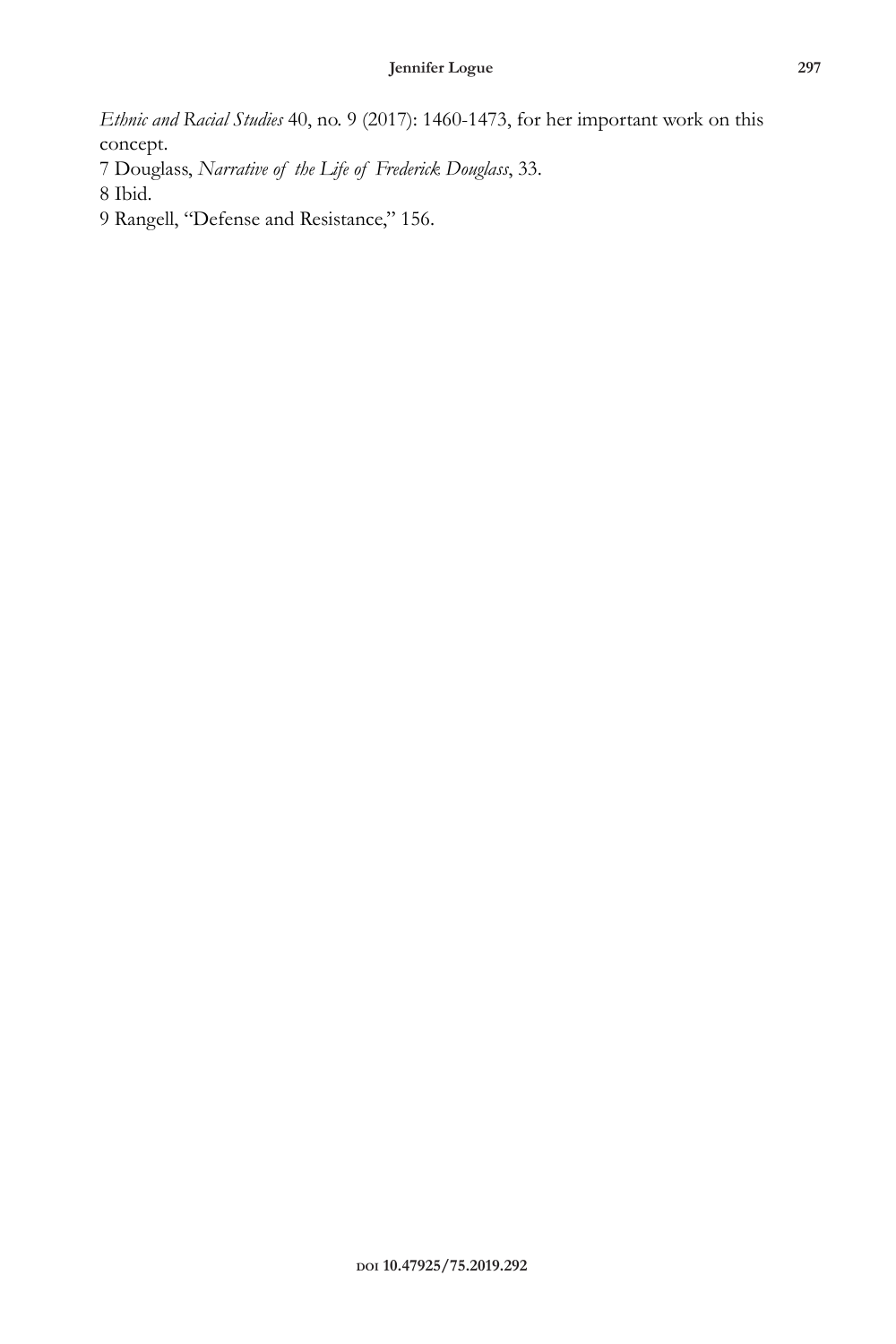*Ethnic and Racial Studies* 40, no. 9 (2017): 1460-1473, for her important work on this concept.

7 Douglass, *Narrative of the Life of Frederick Douglass*, 33.

8 Ibid.

9 Rangell, "Defense and Resistance," 156.